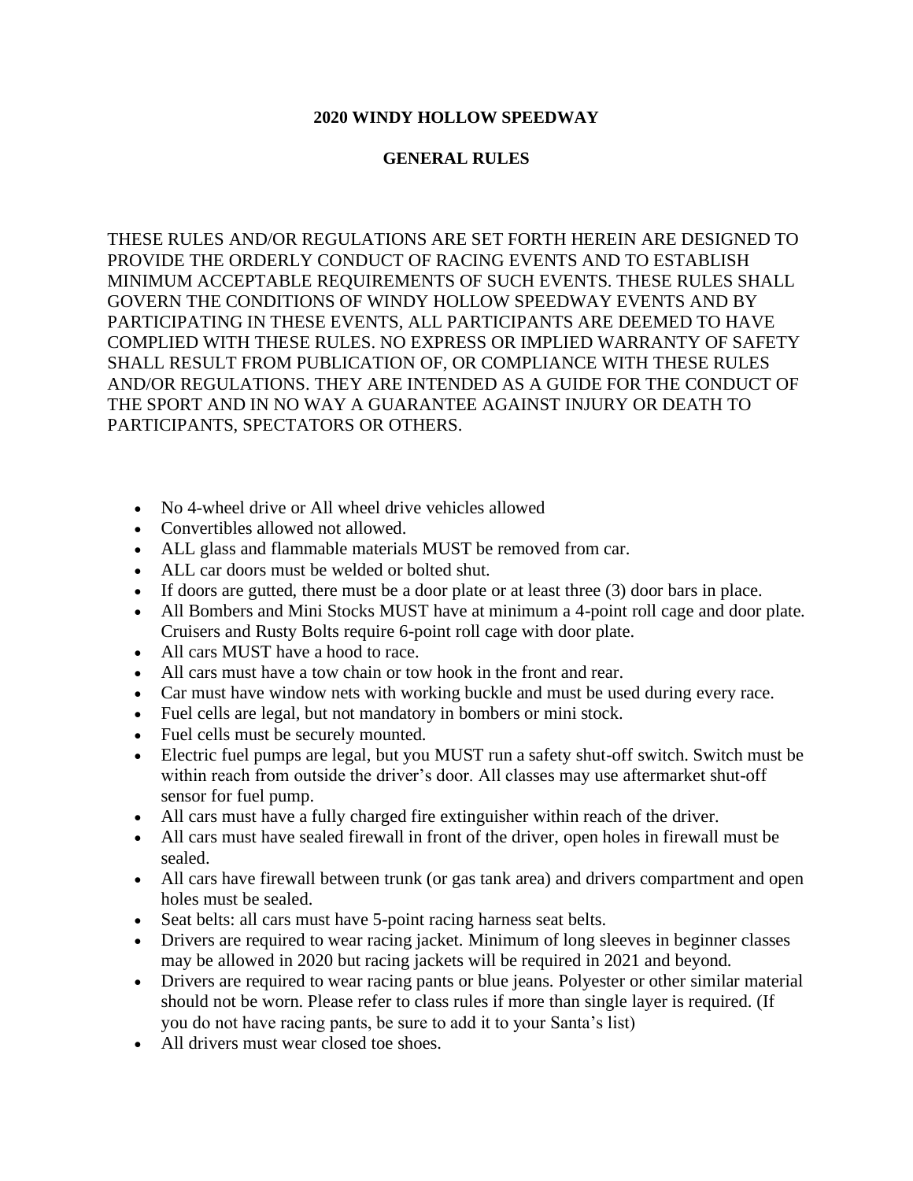**2020 WINDY HOLLOW SPEEDWAY**

**GENERAL RULES**

THESE RULES AND/OR REGULATIONS ARE SET FORTH HEREIN ARE DESIGNED TO PROVIDE THE ORDERLY CONDUCT OF RACING EVENTS AND TO ESTABLISH MINIMUM ACCEPTABLE REQUIREMENTS OF SUCH EVENTS. THESE RULES SHALL GOVERN THE CONDITIONS OF WINDY HOLLOW SPEEDWAY EVENTS AND BY PARTICIPATING IN THESE EVENTS, ALL PARTICIPANTS ARE DEEMED TO HAVE COMPLIED WITH THESE RULES. NO EXPRESS OR IMPLIED WARRANTY OF SAFETY SHALL RESULT FROM PUBLICATION OF, OR COMPLIANCE WITH THESE RULES AND/OR REGULATIONS. THEY ARE INTENDED AS A GUIDE FOR THE CONDUCT OF THE SPORT AND IN NO WAY A GUARANTEE AGAINST INJURY OR DEATH TO PARTICIPANTS, SPECTATORS OR OTHERS.

- No 4-wheel drive or All wheel drive vehicles allowed
- Convertibles allowed not allowed.
- ALL glass and flammable materials MUST be removed from car.
- ALL car doors must be welded or bolted shut.
- If doors are gutted, there must be a door plate or at least three (3) door bars in place.
- All Bombers and Mini Stocks MUST have at minimum a 4-point roll cage and door plate. Cruisers and Rusty Bolts require 6-point roll cage with door plate.
- All cars MUST have a hood to race.
- All cars must have a tow chain or tow hook in the front and rear.
- Car must have window nets with working buckle and must be used during every race.
- Fuel cells are legal, but not mandatory in bombers or mini stock.
- Fuel cells must be securely mounted.
- Electric fuel pumps are legal, but you MUST run a safety shut-off switch. Switch must be within reach from outside the driver's door. All classes may use aftermarket shut-off sensor for fuel pump.
- All cars must have a fully charged fire extinguisher within reach of the driver.
- All cars must have sealed firewall in front of the driver, open holes in firewall must be sealed.
- All cars have firewall between trunk (or gas tank area) and drivers compartment and open holes must be sealed.
- Seat belts: all cars must have 5-point racing harness seat belts.
- Drivers are required to wear racing jacket. Minimum of long sleeves in beginner classes may be allowed in 2020 but racing jackets will be required in 2021 and beyond.
- Drivers are required to wear racing pants or blue jeans. Polyester or other similar material should not be worn. Please refer to class rules if more than single layer is required. (If you do not have racing pants, be sure to add it to your Santa's list)
- All drivers must wear closed toe shoes.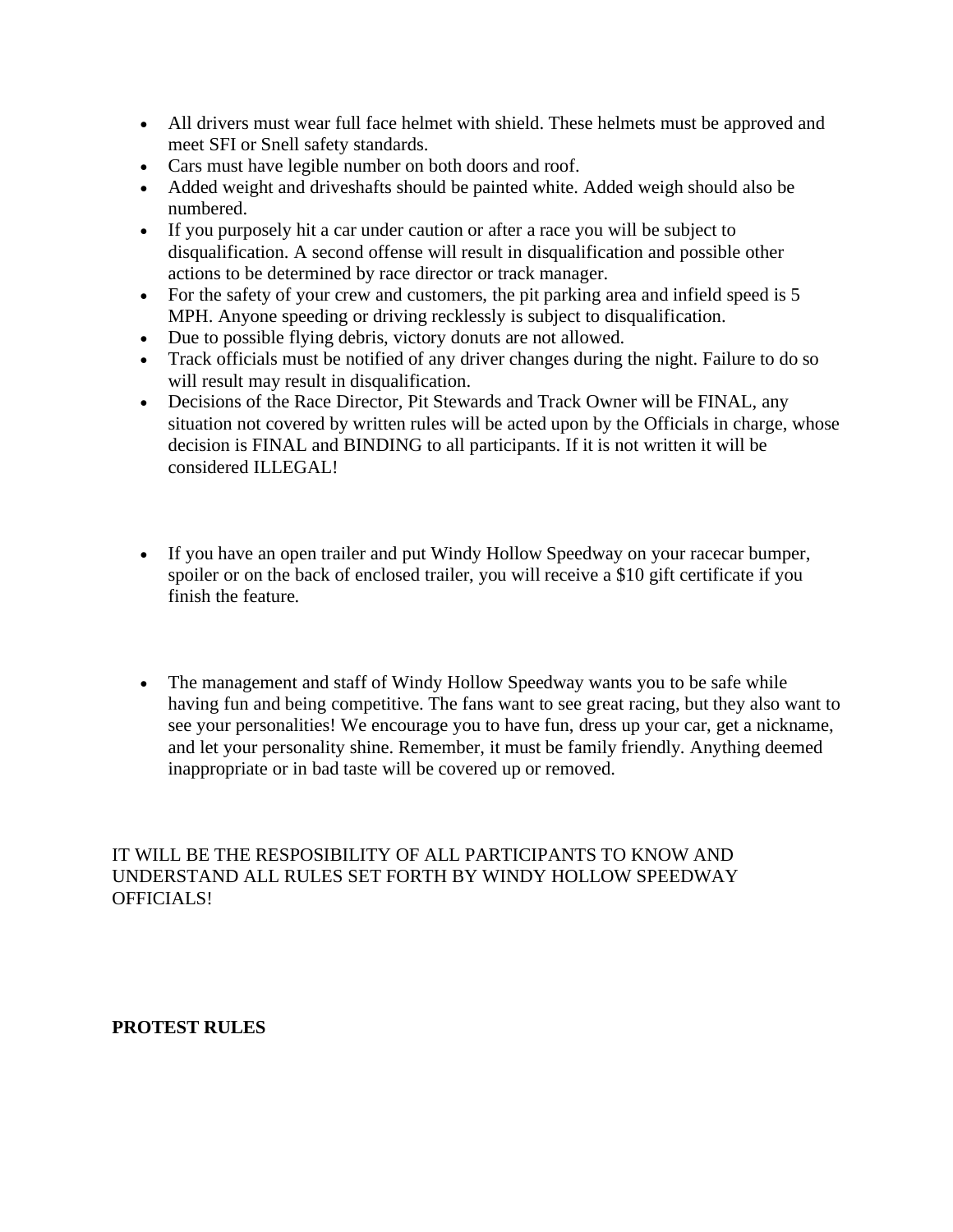- All drivers must wear full face helmet with shield. These helmets must be approved and meet SFI or Snell safety standards.
- Cars must have legible number on both doors and roof.
- Added weight and driveshafts should be painted white. Added weigh should also be numbered.
- If you purposely hit a car under caution or after a race you will be subject to disqualification. A second offense will result in disqualification and possible other actions to be determined by race director or track manager.
- For the safety of your crew and customers, the pit parking area and infield speed is 5 MPH. Anyone speeding or driving recklessly is subject to disqualification.
- Due to possible flying debris, victory donuts are not allowed.
- Track officials must be notified of any driver changes during the night. Failure to do so will result may result in disqualification.
- Decisions of the Race Director, Pit Stewards and Track Owner will be FINAL, any situation not covered by written rules will be acted upon by the Officials in charge, whose decision is FINAL and BINDING to all participants. If it is not written it will be considered ILLEGAL!

- If you have an open trailer and put Windy Hollow Speedway on your racecar bumper, spoiler or on the back of enclosed trailer, you will receive a $10 gift certificate if you finish the feature.

- The management and staff of Windy Hollow Speedway wants you to be safe while having fun and being competitive. The fans want to see great racing, but they also want to see your personalities! We encourage you to have fun, dress up your car, get a nickname, and let your personality shine. Remember, it must be family friendly. Anything deemed inappropriate or in bad taste will be covered up or removed.

IT WILL BE THE RESPOSIBILITY OF ALL PARTICIPANTS TO KNOW AND UNDERSTAND ALL RULES SET FORTH BY WINDY HOLLOW SPEEDWAY OFFICIALS!

**PROTEST RULES**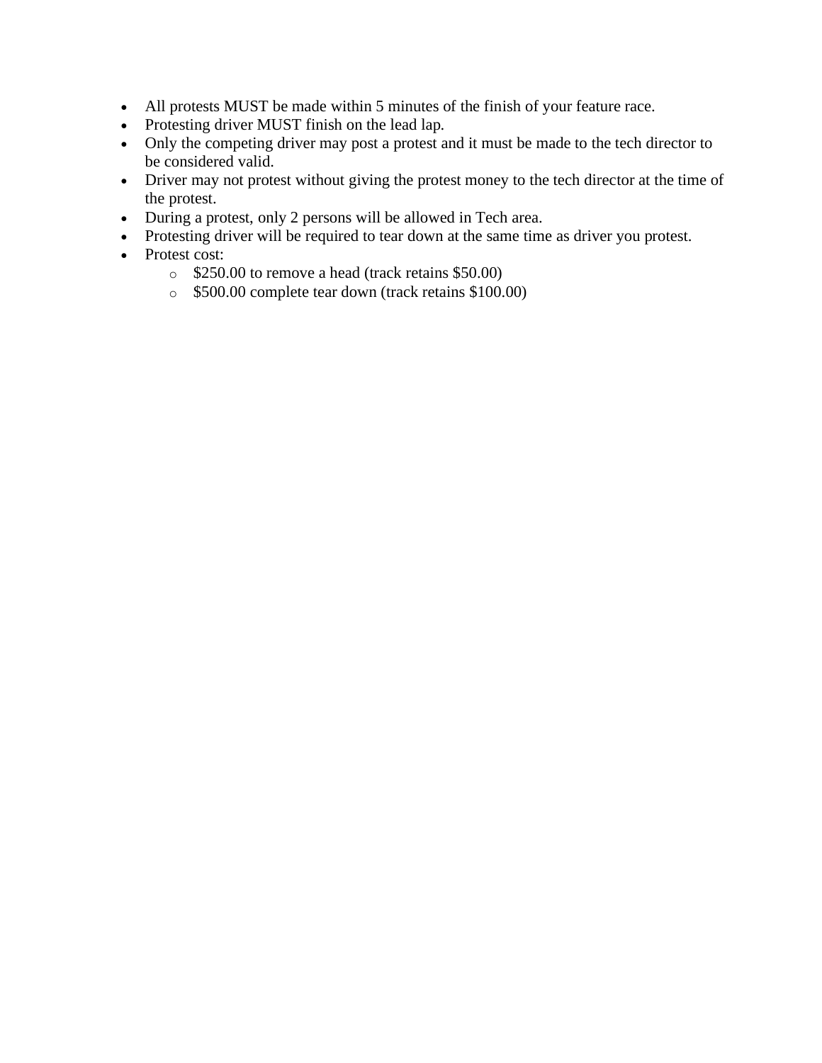- All protests MUST be made within 5 minutes of the finish of your feature race.
- Protesting driver MUST finish on the lead lap.
- Only the competing driver may post a protest and it must be made to the tech director to be considered valid.
- Driver may not protest without giving the protest money to the tech director at the time of the protest.
- During a protest, only 2 persons will be allowed in Tech area.
- Protesting driver will be required to tear down at the same time as driver you protest.
- Protest cost:
  - $250.00 to remove a head (track retains $50.00)
  - $500.00 complete tear down (track retains $100.00)